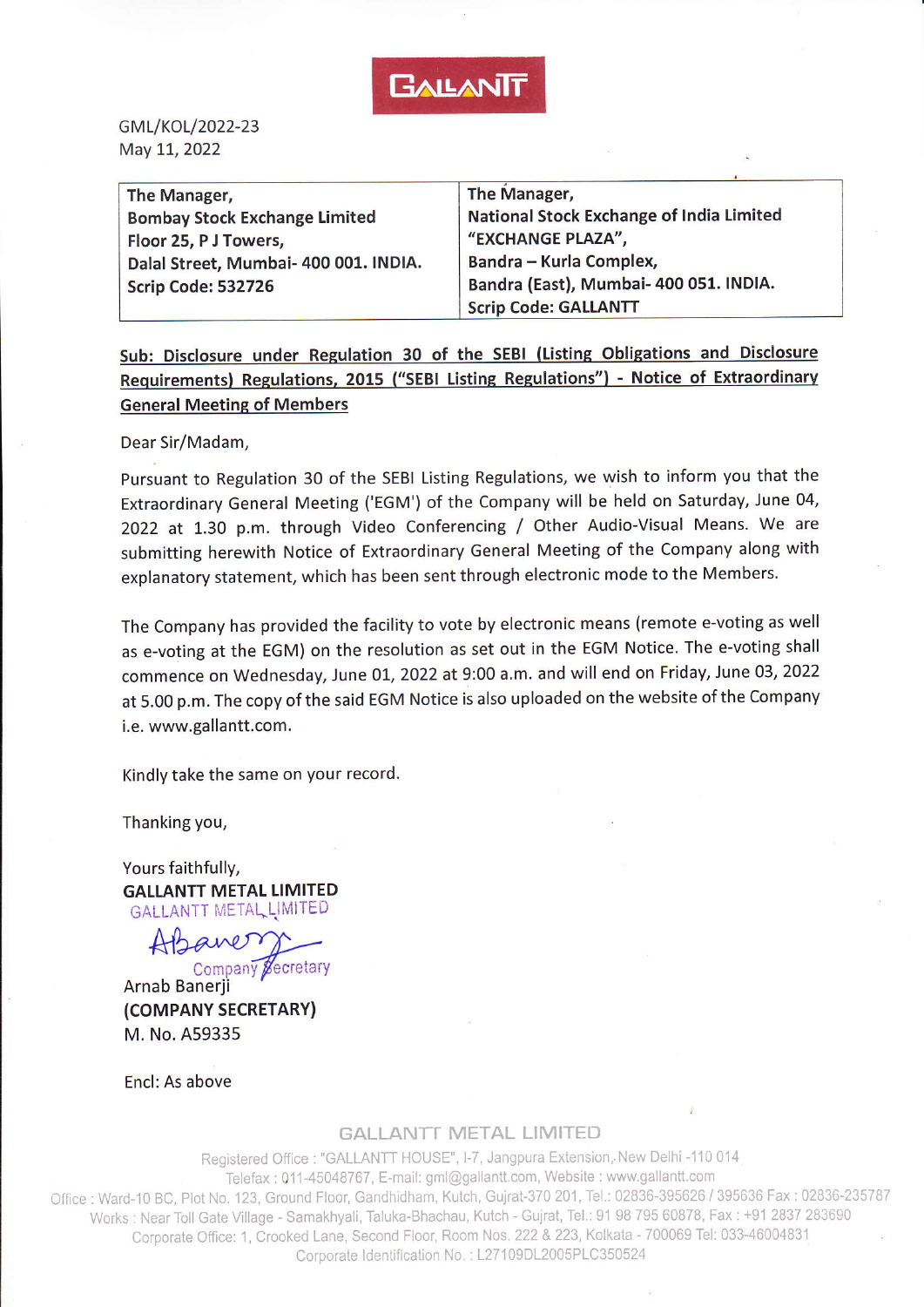GALLANTT

GML/KOL/2022-23
May 11, 2022

| The Manager, Bombay Stock Exchange Limited Floor 25, P J Towers, Dalal Street, Mumbai- 400 001. INDIA. Scrip Code: 532726 | The Manager, National Stock Exchange of India Limited "EXCHANGE PLAZA", Bandra – Kurla Complex, Bandra (East), Mumbai- 400 051. INDIA. Scrip Code: GALLANTT |
|---|---|

**Sub: Disclosure under Regulation 30 of the SEBI (Listing Obligations and Disclosure Requirements) Regulations, 2015 ("SEBI Listing Regulations") - Notice of Extraordinary General Meeting of Members**

Dear Sir/Madam,

Pursuant to Regulation 30 of the SEBI Listing Regulations, we wish to inform you that the Extraordinary General Meeting ('EGM') of the Company will be held on Saturday, June 04, 2022 at 1.30 p.m. through Video Conferencing / Other Audio-Visual Means. We are submitting herewith Notice of Extraordinary General Meeting of the Company along with explanatory statement, which has been sent through electronic mode to the Members.

The Company has provided the facility to vote by electronic means (remote e-voting as well as e-voting at the EGM) on the resolution as set out in the EGM Notice. The e-voting shall commence on Wednesday, June 01, 2022 at 9:00 a.m. and will end on Friday, June 03, 2022 at 5.00 p.m. The copy of the said EGM Notice is also uploaded on the website of the Company i.e. www.gallantt.com.

Kindly take the same on your record.

Thanking you,

Yours faithfully,
**GALLANTT METAL LIMITED**
GALLANTT METAL LIMITED
Company Secretary
Arnab Banerji
**(COMPANY SECRETARY)**
M. No. A59335

Encl: As above

GALLANTT METAL LIMITED
Registered Office : "GALLANTT HOUSE", I-7, Jangpura Extension, New Delhi -110 014
Telefax : 011-45048767, E-mail: gml@gallantt.com, Website : www.gallantt.com
Office : Ward-10 BC, Plot No. 123, Ground Floor, Gandhidham, Kutch, Gujrat-370 201, Tel.: 02836-395626 / 395636 Fax : 02836-235787
Works : Near Toll Gate Village - Samakhyali, Taluka-Bhachau, Kutch - Gujrat, Tel.: 91 98 795 60878, Fax : +91 2837 283690
Corporate Office: 1, Crooked Lane, Second Floor, Room Nos. 222 & 223, Kolkata - 700069 Tel: 033-46004831
Corporate Identification No. : L27109DL2005PLC350524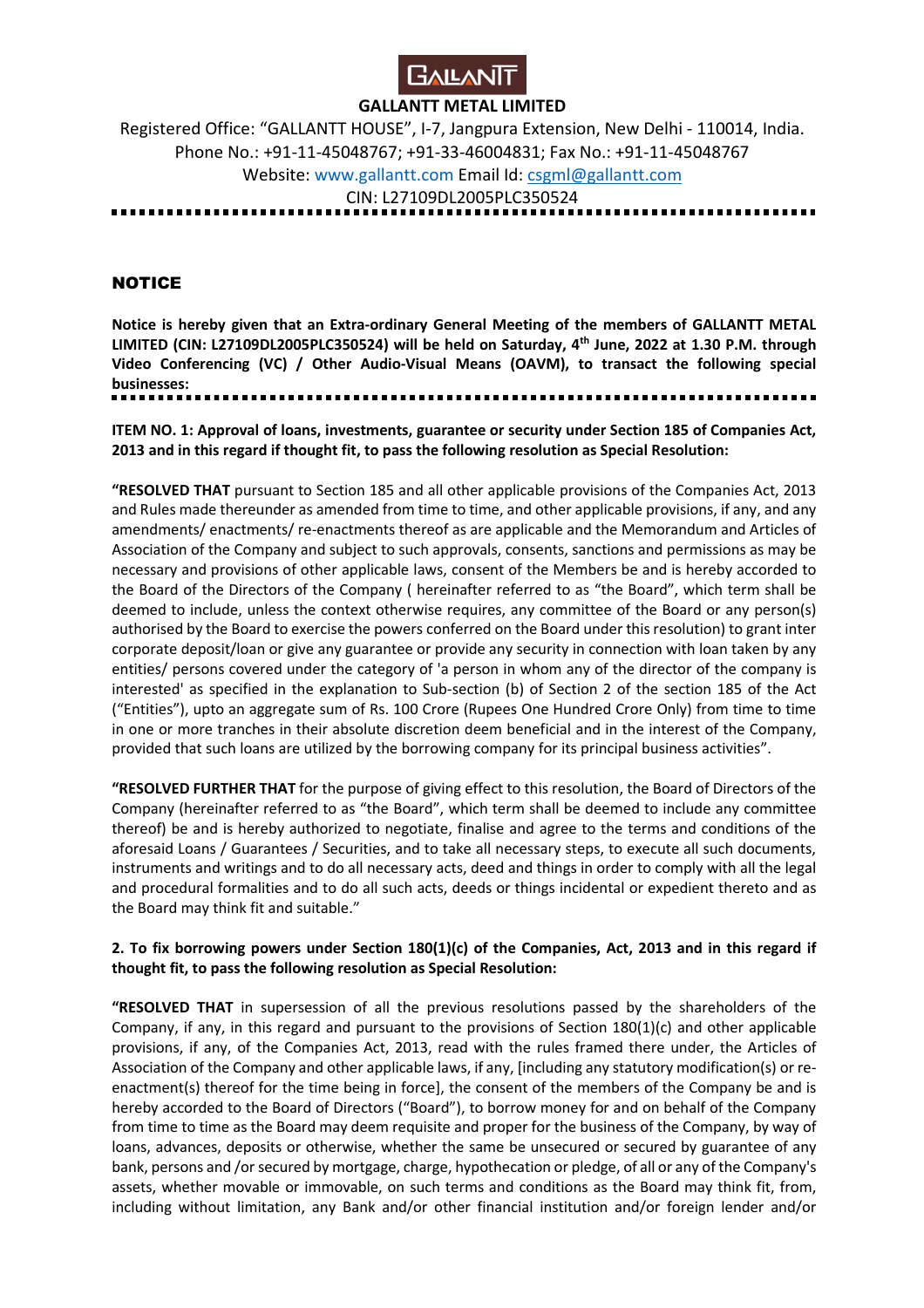**GALLANTT METAL LIMITED**

Registered Office: "GALLANTT HOUSE", I-7, Jangpura Extension, New Delhi - 110014, India.
Phone No.: +91-11-45048767; +91-33-46004831; Fax No.: +91-11-45048767
Website: www.gallantt.com Email Id: csgml@gallantt.com
CIN: L27109DL2005PLC350524

## NOTICE

**Notice is hereby given that an Extra-ordinary General Meeting of the members of GALLANTT METAL LIMITED (CIN: L27109DL2005PLC350524) will be held on Saturday, 4th June, 2022 at 1.30 P.M. through Video Conferencing (VC) / Other Audio-Visual Means (OAVM), to transact the following special businesses:**

**ITEM NO. 1: Approval of loans, investments, guarantee or security under Section 185 of Companies Act, 2013 and in this regard if thought fit, to pass the following resolution as Special Resolution:**

**"RESOLVED THAT** pursuant to Section 185 and all other applicable provisions of the Companies Act, 2013 and Rules made thereunder as amended from time to time, and other applicable provisions, if any, and any amendments/ enactments/ re-enactments thereof as are applicable and the Memorandum and Articles of Association of the Company and subject to such approvals, consents, sanctions and permissions as may be necessary and provisions of other applicable laws, consent of the Members be and is hereby accorded to the Board of the Directors of the Company ( hereinafter referred to as "the Board", which term shall be deemed to include, unless the context otherwise requires, any committee of the Board or any person(s) authorised by the Board to exercise the powers conferred on the Board under this resolution) to grant inter corporate deposit/loan or give any guarantee or provide any security in connection with loan taken by any entities/ persons covered under the category of 'a person in whom any of the director of the company is interested' as specified in the explanation to Sub-section (b) of Section 2 of the section 185 of the Act ("Entities"), upto an aggregate sum of Rs. 100 Crore (Rupees One Hundred Crore Only) from time to time in one or more tranches in their absolute discretion deem beneficial and in the interest of the Company, provided that such loans are utilized by the borrowing company for its principal business activities".

**"RESOLVED FURTHER THAT** for the purpose of giving effect to this resolution, the Board of Directors of the Company (hereinafter referred to as "the Board", which term shall be deemed to include any committee thereof) be and is hereby authorized to negotiate, finalise and agree to the terms and conditions of the aforesaid Loans / Guarantees / Securities, and to take all necessary steps, to execute all such documents, instruments and writings and to do all necessary acts, deed and things in order to comply with all the legal and procedural formalities and to do all such acts, deeds or things incidental or expedient thereto and as the Board may think fit and suitable."

**2. To fix borrowing powers under Section 180(1)(c) of the Companies, Act, 2013 and in this regard if thought fit, to pass the following resolution as Special Resolution:**

**"RESOLVED THAT** in supersession of all the previous resolutions passed by the shareholders of the Company, if any, in this regard and pursuant to the provisions of Section 180(1)(c) and other applicable provisions, if any, of the Companies Act, 2013, read with the rules framed there under, the Articles of Association of the Company and other applicable laws, if any, [including any statutory modification(s) or re-enactment(s) thereof for the time being in force], the consent of the members of the Company be and is hereby accorded to the Board of Directors ("Board"), to borrow money for and on behalf of the Company from time to time as the Board may deem requisite and proper for the business of the Company, by way of loans, advances, deposits or otherwise, whether the same be unsecured or secured by guarantee of any bank, persons and /or secured by mortgage, charge, hypothecation or pledge, of all or any of the Company's assets, whether movable or immovable, on such terms and conditions as the Board may think fit, from, including without limitation, any Bank and/or other financial institution and/or foreign lender and/or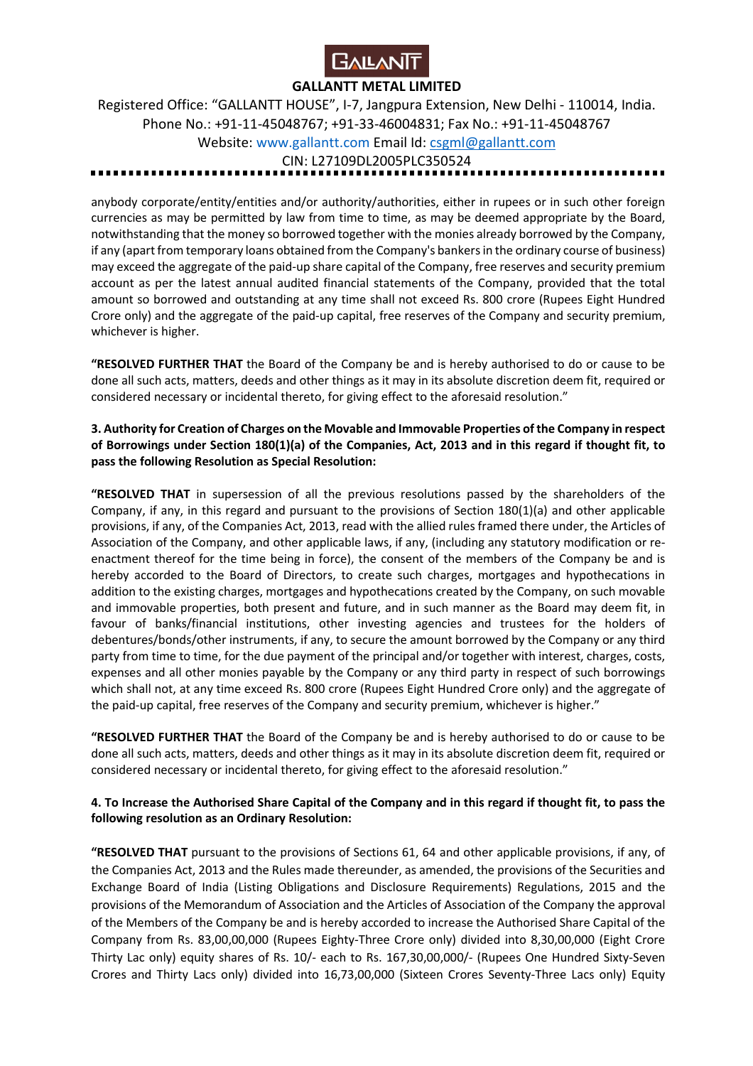anybody corporate/entity/entities and/or authority/authorities, either in rupees or in such other foreign currencies as may be permitted by law from time to time, as may be deemed appropriate by the Board, notwithstanding that the money so borrowed together with the monies already borrowed by the Company, if any (apart from temporary loans obtained from the Company's bankers in the ordinary course of business) may exceed the aggregate of the paid-up share capital of the Company, free reserves and security premium account as per the latest annual audited financial statements of the Company, provided that the total amount so borrowed and outstanding at any time shall not exceed Rs. 800 crore (Rupees Eight Hundred Crore only) and the aggregate of the paid-up capital, free reserves of the Company and security premium, whichever is higher.

**"RESOLVED FURTHER THAT** the Board of the Company be and is hereby authorised to do or cause to be done all such acts, matters, deeds and other things as it may in its absolute discretion deem fit, required or considered necessary or incidental thereto, for giving effect to the aforesaid resolution."

**3. Authority for Creation of Charges on the Movable and Immovable Properties of the Company in respect of Borrowings under Section 180(1)(a) of the Companies, Act, 2013 and in this regard if thought fit, to pass the following Resolution as Special Resolution:**

**"RESOLVED THAT** in supersession of all the previous resolutions passed by the shareholders of the Company, if any, in this regard and pursuant to the provisions of Section 180(1)(a) and other applicable provisions, if any, of the Companies Act, 2013, read with the allied rules framed there under, the Articles of Association of the Company, and other applicable laws, if any, (including any statutory modification or re-enactment thereof for the time being in force), the consent of the members of the Company be and is hereby accorded to the Board of Directors, to create such charges, mortgages and hypothecations in addition to the existing charges, mortgages and hypothecations created by the Company, on such movable and immovable properties, both present and future, and in such manner as the Board may deem fit, in favour of banks/financial institutions, other investing agencies and trustees for the holders of debentures/bonds/other instruments, if any, to secure the amount borrowed by the Company or any third party from time to time, for the due payment of the principal and/or together with interest, charges, costs, expenses and all other monies payable by the Company or any third party in respect of such borrowings which shall not, at any time exceed Rs. 800 crore (Rupees Eight Hundred Crore only) and the aggregate of the paid-up capital, free reserves of the Company and security premium, whichever is higher."

**"RESOLVED FURTHER THAT** the Board of the Company be and is hereby authorised to do or cause to be done all such acts, matters, deeds and other things as it may in its absolute discretion deem fit, required or considered necessary or incidental thereto, for giving effect to the aforesaid resolution."

**4. To Increase the Authorised Share Capital of the Company and in this regard if thought fit, to pass the following resolution as an Ordinary Resolution:**

**"RESOLVED THAT** pursuant to the provisions of Sections 61, 64 and other applicable provisions, if any, of the Companies Act, 2013 and the Rules made thereunder, as amended, the provisions of the Securities and Exchange Board of India (Listing Obligations and Disclosure Requirements) Regulations, 2015 and the provisions of the Memorandum of Association and the Articles of Association of the Company the approval of the Members of the Company be and is hereby accorded to increase the Authorised Share Capital of the Company from Rs. 83,00,00,000 (Rupees Eighty-Three Crore only) divided into 8,30,00,000 (Eight Crore Thirty Lac only) equity shares of Rs. 10/- each to Rs. 167,30,00,000/- (Rupees One Hundred Sixty-Seven Crores and Thirty Lacs only) divided into 16,73,00,000 (Sixteen Crores Seventy-Three Lacs only) Equity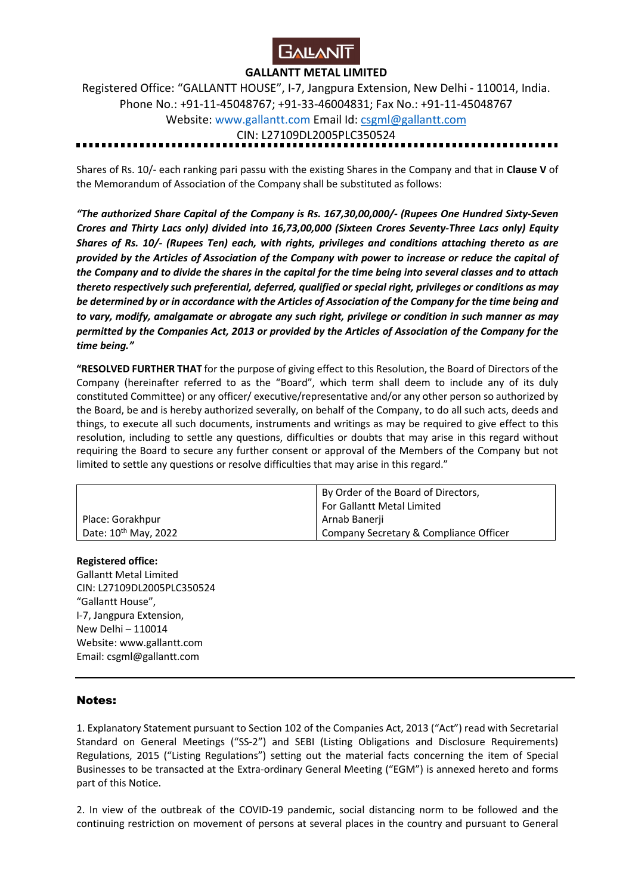Shares of Rs. 10/- each ranking pari passu with the existing Shares in the Company and that in **Clause V** of the Memorandum of Association of the Company shall be substituted as follows:

***"The authorized Share Capital of the Company is Rs. 167,30,00,000/- (Rupees One Hundred Sixty-Seven Crores and Thirty Lacs only) divided into 16,73,00,000 (Sixteen Crores Seventy-Three Lacs only) Equity Shares of Rs. 10/- (Rupees Ten) each, with rights, privileges and conditions attaching thereto as are provided by the Articles of Association of the Company with power to increase or reduce the capital of the Company and to divide the shares in the capital for the time being into several classes and to attach thereto respectively such preferential, deferred, qualified or special right, privileges or conditions as may be determined by or in accordance with the Articles of Association of the Company for the time being and to vary, modify, amalgamate or abrogate any such right, privilege or condition in such manner as may permitted by the Companies Act, 2013 or provided by the Articles of Association of the Company for the time being."***

**"RESOLVED FURTHER THAT** for the purpose of giving effect to this Resolution, the Board of Directors of the Company (hereinafter referred to as the "Board", which term shall deem to include any of its duly constituted Committee) or any officer/ executive/representative and/or any other person so authorized by the Board, be and is hereby authorized severally, on behalf of the Company, to do all such acts, deeds and things, to execute all such documents, instruments and writings as may be required to give effect to this resolution, including to settle any questions, difficulties or doubts that may arise in this regard without requiring the Board to secure any further consent or approval of the Members of the Company but not limited to settle any questions or resolve difficulties that may arise in this regard."

| | |
|---|---|
| Place: Gorakhpur<br>Date: 10th May, 2022 | By Order of the Board of Directors,<br>For Gallantt Metal Limited<br>Arnab Banerji<br>Company Secretary & Compliance Officer |

**Registered office:**
Gallantt Metal Limited
CIN: L27109DL2005PLC350524
"Gallant House",
I-7, Jangpura Extension,
New Delhi – 110014
Website: www.gallantt.com
Email: csgml@gallantt.com

## Notes:

1. Explanatory Statement pursuant to Section 102 of the Companies Act, 2013 ("Act") read with Secretarial Standard on General Meetings ("SS-2") and SEBI (Listing Obligations and Disclosure Requirements) Regulations, 2015 ("Listing Regulations") setting out the material facts concerning the item of Special Businesses to be transacted at the Extra-ordinary General Meeting ("EGM") is annexed hereto and forms part of this Notice.

2. In view of the outbreak of the COVID-19 pandemic, social distancing norm to be followed and the continuing restriction on movement of persons at several places in the country and pursuant to General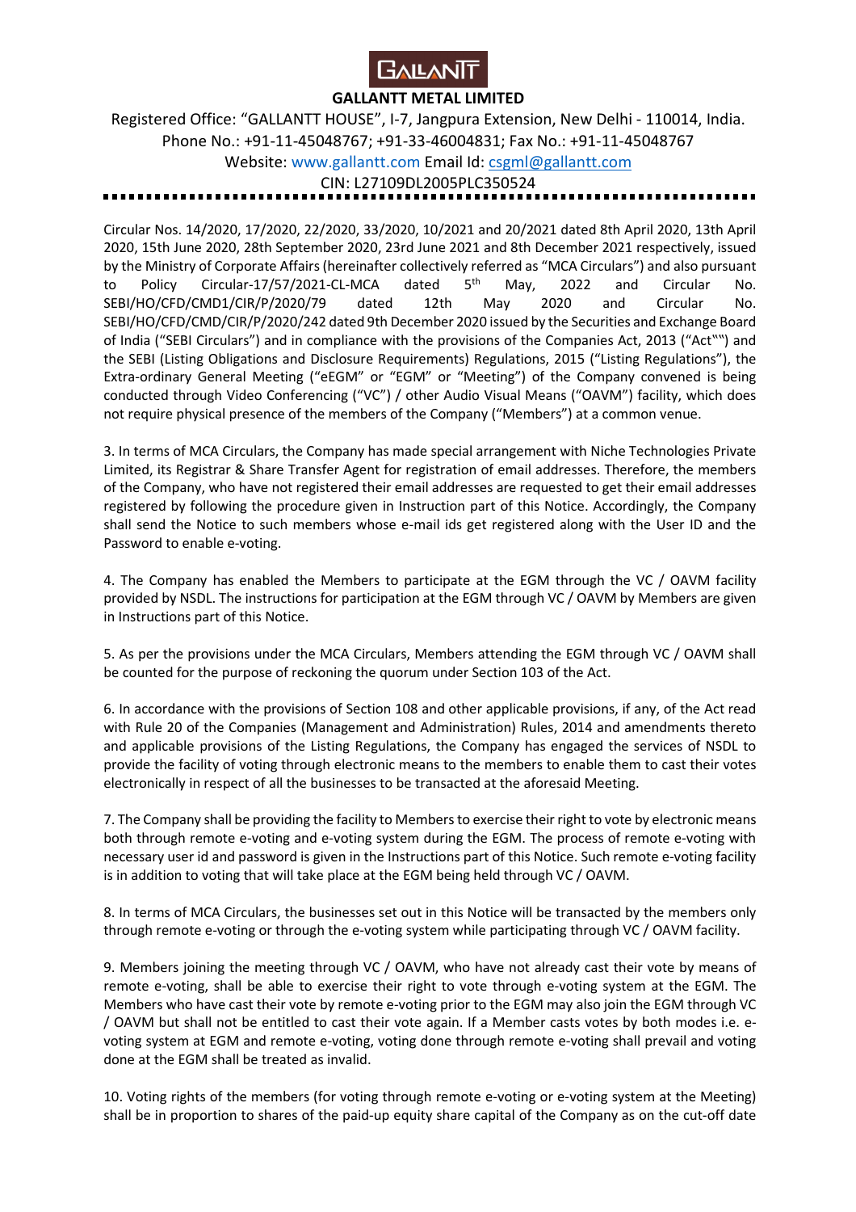**GALLANTT METAL LIMITED**

Registered Office: "GALLANTT HOUSE", I-7, Jangpura Extension, New Delhi - 110014, India.
Phone No.: +91-11-45048767; +91-33-46004831; Fax No.: +91-11-45048767
Website: www.gallantt.com Email Id: csgml@gallantt.com
CIN: L27109DL2005PLC350524

Circular Nos. 14/2020, 17/2020, 22/2020, 33/2020, 10/2021 and 20/2021 dated 8th April 2020, 13th April 2020, 15th June 2020, 28th September 2020, 23rd June 2021 and 8th December 2021 respectively, issued by the Ministry of Corporate Affairs (hereinafter collectively referred as "MCA Circulars") and also pursuant to Policy Circular-17/57/2021-CL-MCA dated 5th May, 2022 and Circular No. SEBI/HO/CFD/CMD1/CIR/P/2020/79 dated 12th May 2020 and Circular No. SEBI/HO/CFD/CMD/CIR/P/2020/242 dated 9th December 2020 issued by the Securities and Exchange Board of India ("SEBI Circulars") and in compliance with the provisions of the Companies Act, 2013 ("Act"") and the SEBI (Listing Obligations and Disclosure Requirements) Regulations, 2015 ("Listing Regulations"), the Extra-ordinary General Meeting ("eEGM" or "EGM" or "Meeting") of the Company convened is being conducted through Video Conferencing ("VC") / other Audio Visual Means ("OAVM") facility, which does not require physical presence of the members of the Company ("Members") at a common venue.

3. In terms of MCA Circulars, the Company has made special arrangement with Niche Technologies Private Limited, its Registrar & Share Transfer Agent for registration of email addresses. Therefore, the members of the Company, who have not registered their email addresses are requested to get their email addresses registered by following the procedure given in Instruction part of this Notice. Accordingly, the Company shall send the Notice to such members whose e-mail ids get registered along with the User ID and the Password to enable e-voting.

4. The Company has enabled the Members to participate at the EGM through the VC / OAVM facility provided by NSDL. The instructions for participation at the EGM through VC / OAVM by Members are given in Instructions part of this Notice.

5. As per the provisions under the MCA Circulars, Members attending the EGM through VC / OAVM shall be counted for the purpose of reckoning the quorum under Section 103 of the Act.

6. In accordance with the provisions of Section 108 and other applicable provisions, if any, of the Act read with Rule 20 of the Companies (Management and Administration) Rules, 2014 and amendments thereto and applicable provisions of the Listing Regulations, the Company has engaged the services of NSDL to provide the facility of voting through electronic means to the members to enable them to cast their votes electronically in respect of all the businesses to be transacted at the aforesaid Meeting.

7. The Company shall be providing the facility to Members to exercise their right to vote by electronic means both through remote e-voting and e-voting system during the EGM. The process of remote e-voting with necessary user id and password is given in the Instructions part of this Notice. Such remote e-voting facility is in addition to voting that will take place at the EGM being held through VC / OAVM.

8. In terms of MCA Circulars, the businesses set out in this Notice will be transacted by the members only through remote e-voting or through the e-voting system while participating through VC / OAVM facility.

9. Members joining the meeting through VC / OAVM, who have not already cast their vote by means of remote e-voting, shall be able to exercise their right to vote through e-voting system at the EGM. The Members who have cast their vote by remote e-voting prior to the EGM may also join the EGM through VC / OAVM but shall not be entitled to cast their vote again. If a Member casts votes by both modes i.e. e-voting system at EGM and remote e-voting, voting done through remote e-voting shall prevail and voting done at the EGM shall be treated as invalid.

10. Voting rights of the members (for voting through remote e-voting or e-voting system at the Meeting) shall be in proportion to shares of the paid-up equity share capital of the Company as on the cut-off date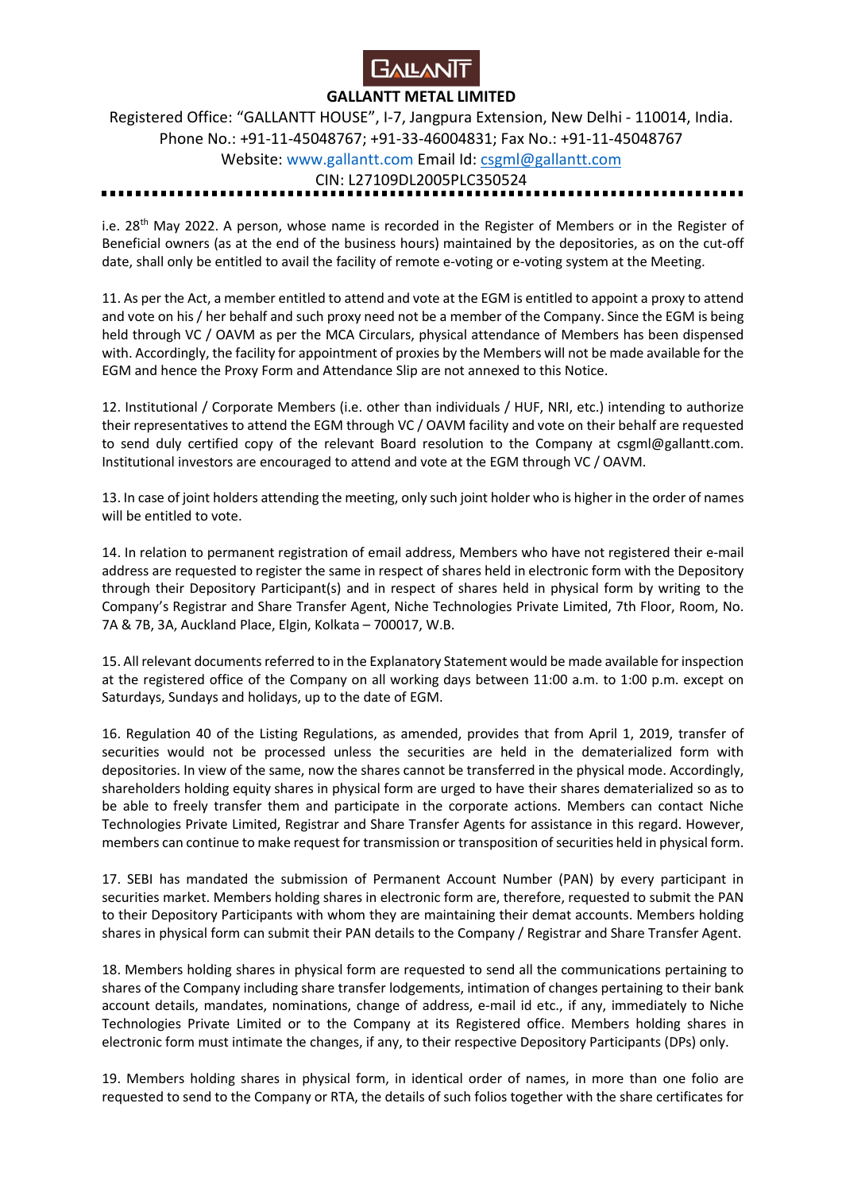i.e. 28th May 2022. A person, whose name is recorded in the Register of Members or in the Register of Beneficial owners (as at the end of the business hours) maintained by the depositories, as on the cut-off date, shall only be entitled to avail the facility of remote e-voting or e-voting system at the Meeting.

11. As per the Act, a member entitled to attend and vote at the EGM is entitled to appoint a proxy to attend and vote on his / her behalf and such proxy need not be a member of the Company. Since the EGM is being held through VC / OAVM as per the MCA Circulars, physical attendance of Members has been dispensed with. Accordingly, the facility for appointment of proxies by the Members will not be made available for the EGM and hence the Proxy Form and Attendance Slip are not annexed to this Notice.

12. Institutional / Corporate Members (i.e. other than individuals / HUF, NRI, etc.) intending to authorize their representatives to attend the EGM through VC / OAVM facility and vote on their behalf are requested to send duly certified copy of the relevant Board resolution to the Company at csgml@gallantt.com. Institutional investors are encouraged to attend and vote at the EGM through VC / OAVM.

13. In case of joint holders attending the meeting, only such joint holder who is higher in the order of names will be entitled to vote.

14. In relation to permanent registration of email address, Members who have not registered their e-mail address are requested to register the same in respect of shares held in electronic form with the Depository through their Depository Participant(s) and in respect of shares held in physical form by writing to the Company's Registrar and Share Transfer Agent, Niche Technologies Private Limited, 7th Floor, Room, No. 7A & 7B, 3A, Auckland Place, Elgin, Kolkata – 700017, W.B.

15. All relevant documents referred to in the Explanatory Statement would be made available for inspection at the registered office of the Company on all working days between 11:00 a.m. to 1:00 p.m. except on Saturdays, Sundays and holidays, up to the date of EGM.

16. Regulation 40 of the Listing Regulations, as amended, provides that from April 1, 2019, transfer of securities would not be processed unless the securities are held in the dematerialized form with depositories. In view of the same, now the shares cannot be transferred in the physical mode. Accordingly, shareholders holding equity shares in physical form are urged to have their shares dematerialized so as to be able to freely transfer them and participate in the corporate actions. Members can contact Niche Technologies Private Limited, Registrar and Share Transfer Agents for assistance in this regard. However, members can continue to make request for transmission or transposition of securities held in physical form.

17. SEBI has mandated the submission of Permanent Account Number (PAN) by every participant in securities market. Members holding shares in electronic form are, therefore, requested to submit the PAN to their Depository Participants with whom they are maintaining their demat accounts. Members holding shares in physical form can submit their PAN details to the Company / Registrar and Share Transfer Agent.

18. Members holding shares in physical form are requested to send all the communications pertaining to shares of the Company including share transfer lodgements, intimation of changes pertaining to their bank account details, mandates, nominations, change of address, e-mail id etc., if any, immediately to Niche Technologies Private Limited or to the Company at its Registered office. Members holding shares in electronic form must intimate the changes, if any, to their respective Depository Participants (DPs) only.

19. Members holding shares in physical form, in identical order of names, in more than one folio are requested to send to the Company or RTA, the details of such folios together with the share certificates for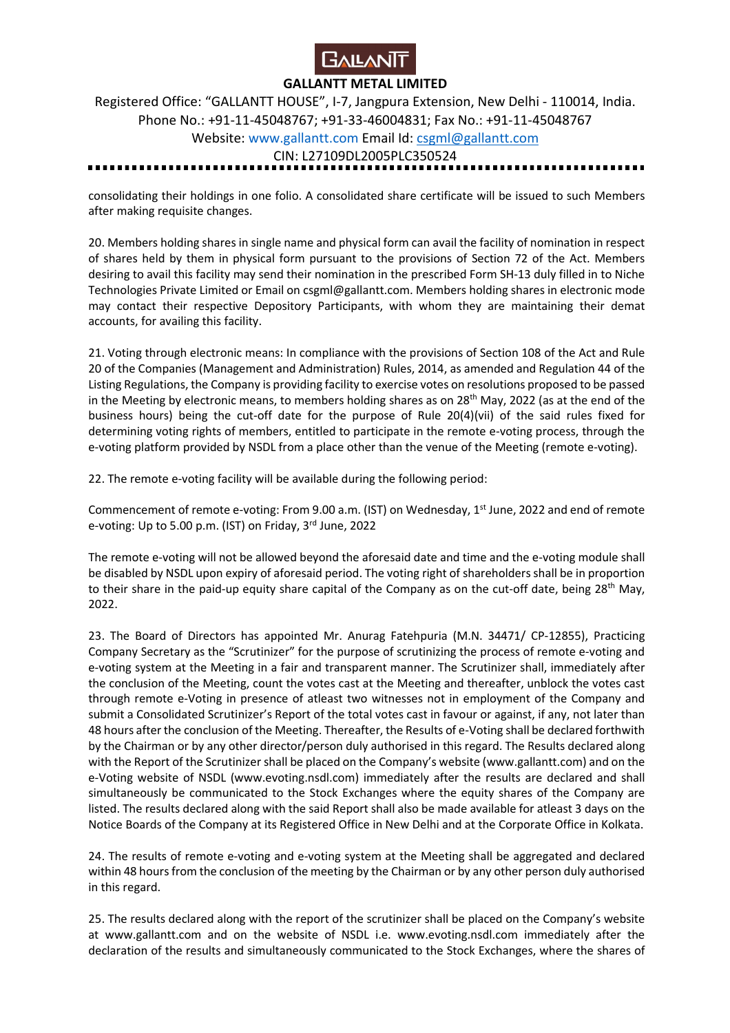consolidating their holdings in one folio. A consolidated share certificate will be issued to such Members after making requisite changes.

20. Members holding shares in single name and physical form can avail the facility of nomination in respect of shares held by them in physical form pursuant to the provisions of Section 72 of the Act. Members desiring to avail this facility may send their nomination in the prescribed Form SH-13 duly filled in to Niche Technologies Private Limited or Email on csgml@gallantt.com. Members holding shares in electronic mode may contact their respective Depository Participants, with whom they are maintaining their demat accounts, for availing this facility.

21. Voting through electronic means: In compliance with the provisions of Section 108 of the Act and Rule 20 of the Companies (Management and Administration) Rules, 2014, as amended and Regulation 44 of the Listing Regulations, the Company is providing facility to exercise votes on resolutions proposed to be passed in the Meeting by electronic means, to members holding shares as on 28th May, 2022 (as at the end of the business hours) being the cut-off date for the purpose of Rule 20(4)(vii) of the said rules fixed for determining voting rights of members, entitled to participate in the remote e-voting process, through the e-voting platform provided by NSDL from a place other than the venue of the Meeting (remote e-voting).

22. The remote e-voting facility will be available during the following period:

Commencement of remote e-voting: From 9.00 a.m. (IST) on Wednesday, 1st June, 2022 and end of remote e-voting: Up to 5.00 p.m. (IST) on Friday, 3rd June, 2022

The remote e-voting will not be allowed beyond the aforesaid date and time and the e-voting module shall be disabled by NSDL upon expiry of aforesaid period. The voting right of shareholders shall be in proportion to their share in the paid-up equity share capital of the Company as on the cut-off date, being 28th May, 2022.

23. The Board of Directors has appointed Mr. Anurag Fatehpuria (M.N. 34471/ CP-12855), Practicing Company Secretary as the "Scrutinizer" for the purpose of scrutinizing the process of remote e-voting and e-voting system at the Meeting in a fair and transparent manner. The Scrutinizer shall, immediately after the conclusion of the Meeting, count the votes cast at the Meeting and thereafter, unblock the votes cast through remote e-Voting in presence of atleast two witnesses not in employment of the Company and submit a Consolidated Scrutinizer's Report of the total votes cast in favour or against, if any, not later than 48 hours after the conclusion of the Meeting. Thereafter, the Results of e-Voting shall be declared forthwith by the Chairman or by any other director/person duly authorised in this regard. The Results declared along with the Report of the Scrutinizer shall be placed on the Company's website (www.gallantt.com) and on the e-Voting website of NSDL (www.evoting.nsdl.com) immediately after the results are declared and shall simultaneously be communicated to the Stock Exchanges where the equity shares of the Company are listed. The results declared along with the said Report shall also be made available for atleast 3 days on the Notice Boards of the Company at its Registered Office in New Delhi and at the Corporate Office in Kolkata.

24. The results of remote e-voting and e-voting system at the Meeting shall be aggregated and declared within 48 hours from the conclusion of the meeting by the Chairman or by any other person duly authorised in this regard.

25. The results declared along with the report of the scrutinizer shall be placed on the Company's website at www.gallantt.com and on the website of NSDL i.e. www.evoting.nsdl.com immediately after the declaration of the results and simultaneously communicated to the Stock Exchanges, where the shares of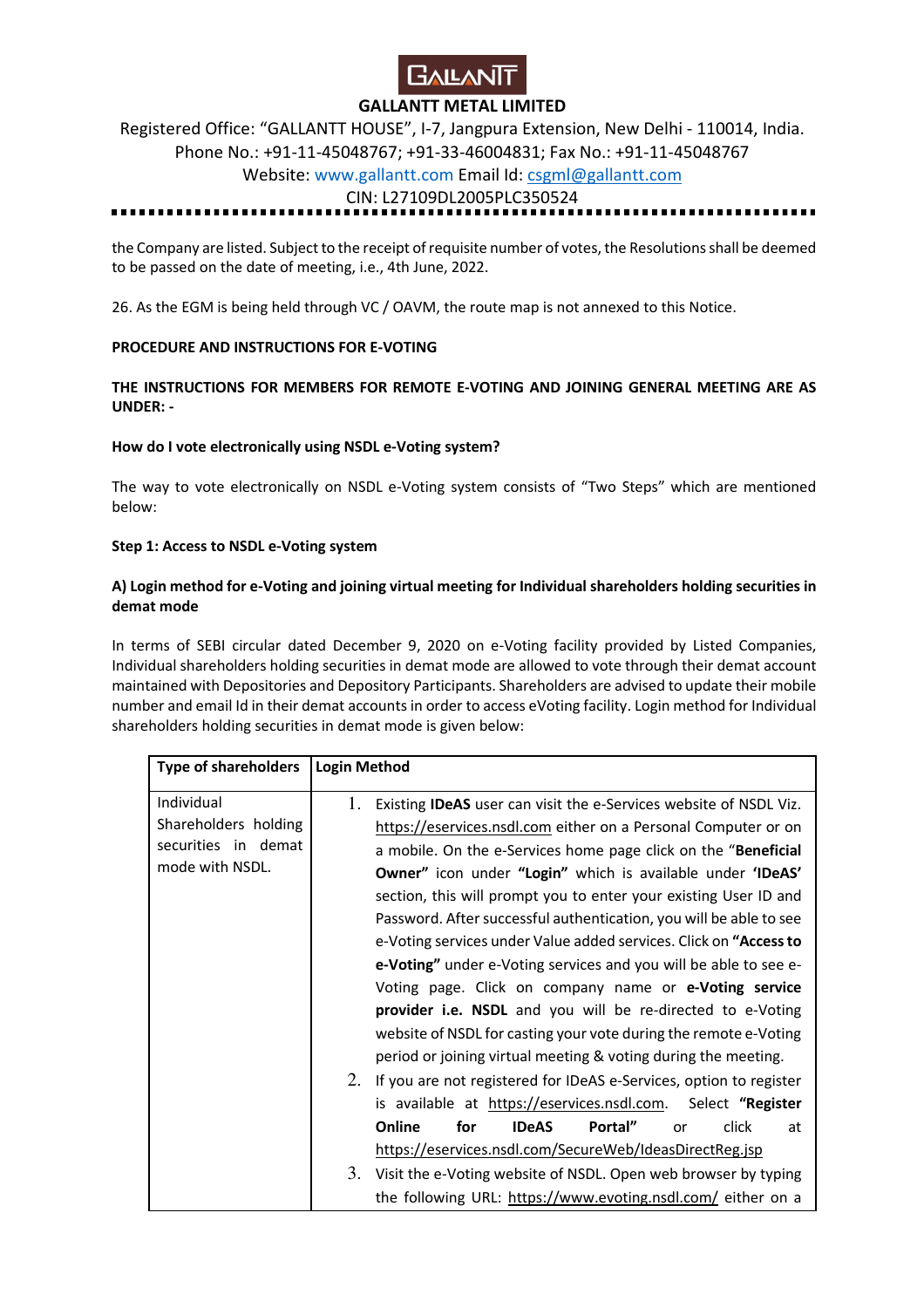the Company are listed. Subject to the receipt of requisite number of votes, the Resolutions shall be deemed to be passed on the date of meeting, i.e., 4th June, 2022.

26. As the EGM is being held through VC / OAVM, the route map is not annexed to this Notice.

**PROCEDURE AND INSTRUCTIONS FOR E-VOTING**

**THE INSTRUCTIONS FOR MEMBERS FOR REMOTE E-VOTING AND JOINING GENERAL MEETING ARE AS UNDER: -**

**How do I vote electronically using NSDL e-Voting system?**

The way to vote electronically on NSDL e-Voting system consists of "Two Steps" which are mentioned below:

**Step 1: Access to NSDL e-Voting system**

**A) Login method for e-Voting and joining virtual meeting for Individual shareholders holding securities in demat mode**

In terms of SEBI circular dated December 9, 2020 on e-Voting facility provided by Listed Companies, Individual shareholders holding securities in demat mode are allowed to vote through their demat account maintained with Depositories and Depository Participants. Shareholders are advised to update their mobile number and email Id in their demat accounts in order to access eVoting facility. Login method for Individual shareholders holding securities in demat mode is given below:

| Type of shareholders | Login Method |
|---|---|
| Individual Shareholders holding securities in demat mode with NSDL. | 1. Existing **IDeAS** user can visit the e-Services website of NSDL Viz. https://eservices.nsdl.com either on a Personal Computer or on a mobile. On the e-Services home page click on the "**Beneficial Owner"** icon under **"Login"** which is available under **'IDeAS'** section, this will prompt you to enter your existing User ID and Password. After successful authentication, you will be able to see e-Voting services under Value added services. Click on **"Access to e-Voting"** under e-Voting services and you will be able to see e-Voting page. Click on company name or **e-Voting service provider i.e. NSDL** and you will be re-directed to e-Voting website of NSDL for casting your vote during the remote e-Voting period or joining virtual meeting & voting during the meeting.<br>2. If you are not registered for IDeAS e-Services, option to register is available at https://eservices.nsdl.com. Select **"Register Online for IDeAS Portal"** or click at https://eservices.nsdl.com/SecureWeb/IdeasDirectReg.jsp<br>3. Visit the e-Voting website of NSDL. Open web browser by typing the following URL: https://www.evoting.nsdl.com/ either on a |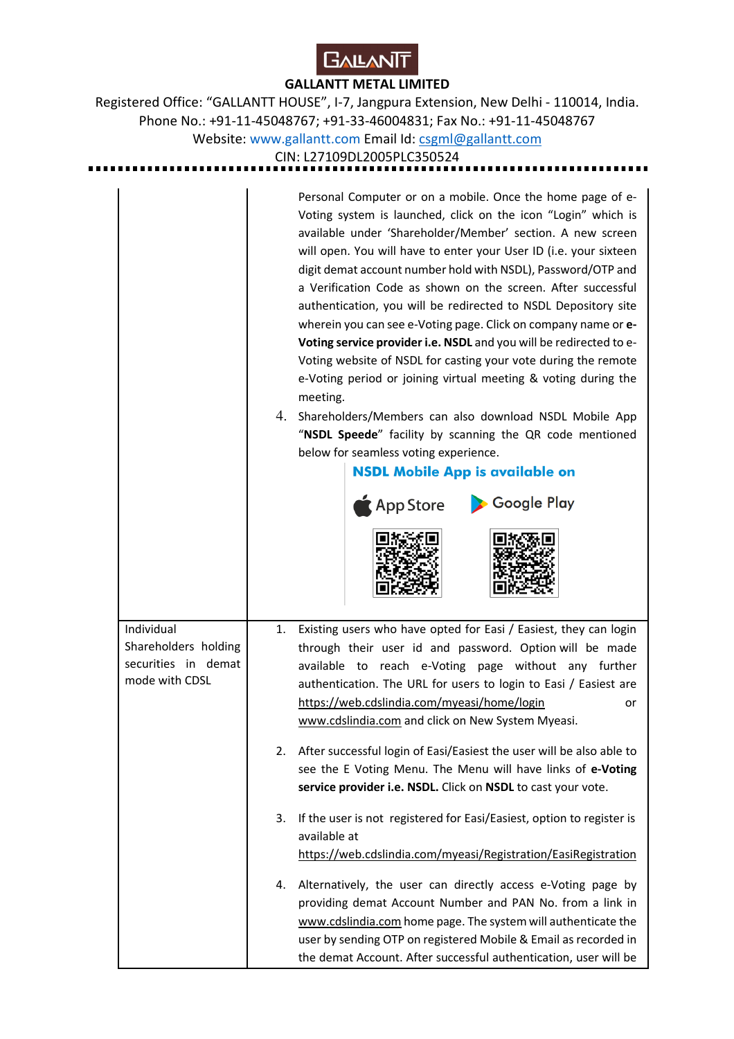| | |
|---|---|
| | Personal Computer or on a mobile. Once the home page of e-Voting system is launched, click on the icon "Login" which is available under 'Shareholder/Member' section. A new screen will open. You will have to enter your User ID (i.e. your sixteen digit demat account number hold with NSDL), Password/OTP and a Verification Code as shown on the screen. After successful authentication, you will be redirected to NSDL Depository site wherein you can see e-Voting page. Click on company name or **e-Voting service provider i.e. NSDL** and you will be redirected to e-Voting website of NSDL for casting your vote during the remote e-Voting period or joining virtual meeting & voting during the meeting.<br><br>4. Shareholders/Members can also download NSDL Mobile App "**NSDL Speede**" facility by scanning the QR code mentioned below for seamless voting experience.<br><br>**NSDL Mobile App is available on**<br><br>App Store Google Play |
| Individual Shareholders holding securities in demat mode with CDSL | 1. Existing users who have opted for Easi / Easiest, they can login through their user id and password. Option will be made available to reach e-Voting page without any further authentication. The URL for users to login to Easi / Easiest are https://web.cdslindia.com/myeasi/home/login or www.cdslindia.com and click on New System Myeasi.<br><br>2. After successful login of Easi/Easiest the user will be also able to see the E Voting Menu. The Menu will have links of **e-Voting service provider i.e. NSDL.** Click on **NSDL** to cast your vote.<br><br>3. If the user is not registered for Easi/Easiest, option to register is available at https://web.cdslindia.com/myeasi/Registration/EasiRegistration<br><br>4. Alternatively, the user can directly access e-Voting page by providing demat Account Number and PAN No. from a link in www.cdslindia.com home page. The system will authenticate the user by sending OTP on registered Mobile & Email as recorded in the demat Account. After successful authentication, user will be |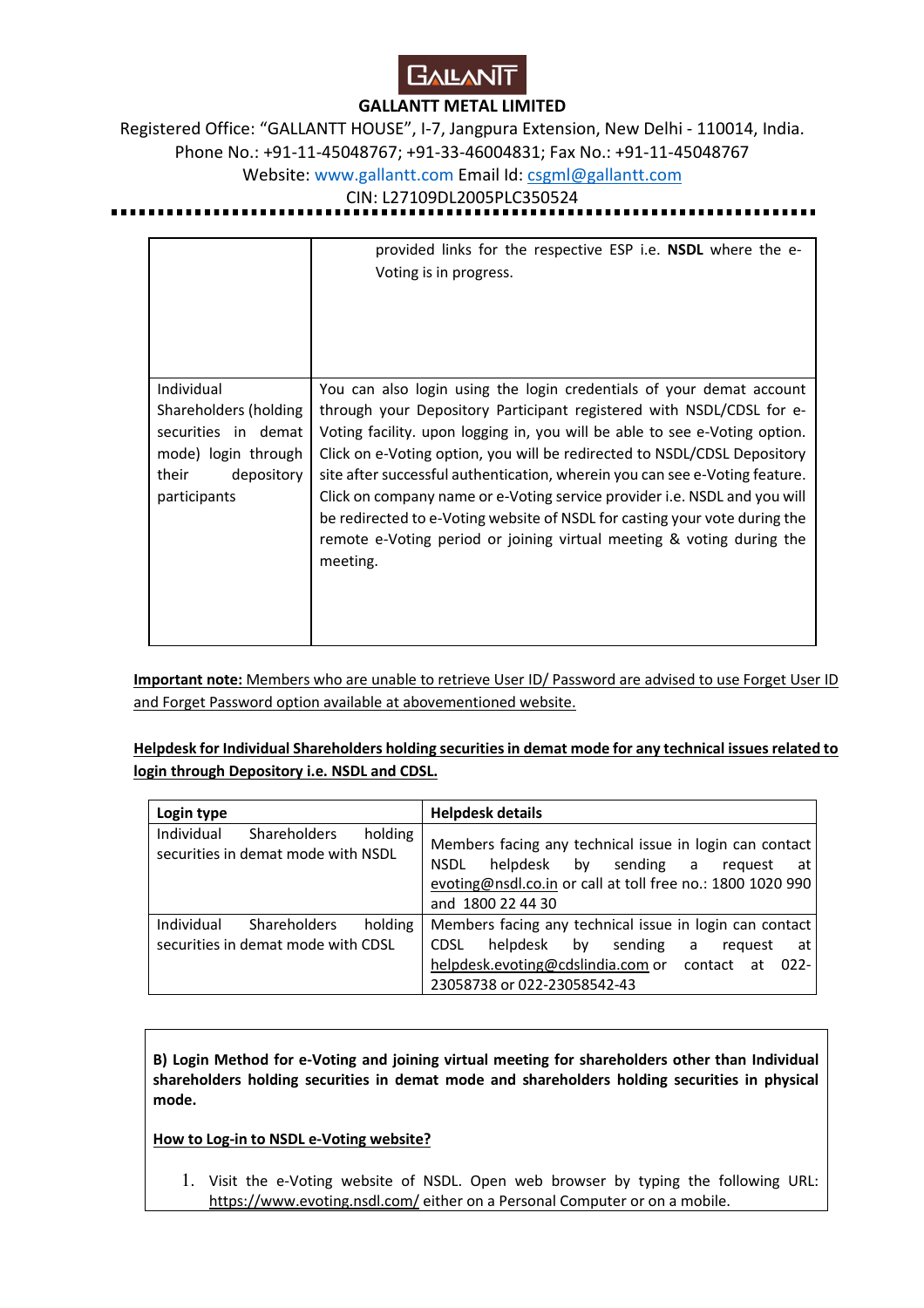| | |
|---|---|
| | provided links for the respective ESP i.e. **NSDL** where the e-Voting is in progress. |
| Individual Shareholders (holding securities in demat mode) login through their depository participants | You can also login using the login credentials of your demat account through your Depository Participant registered with NSDL/CDSL for e-Voting facility. upon logging in, you will be able to see e-Voting option. Click on e-Voting option, you will be redirected to NSDL/CDSL Depository site after successful authentication, wherein you can see e-Voting feature. Click on company name or e-Voting service provider i.e. NSDL and you will be redirected to e-Voting website of NSDL for casting your vote during the remote e-Voting period or joining virtual meeting & voting during the meeting. |

**Important note:** Members who are unable to retrieve User ID/ Password are advised to use Forget User ID and Forget Password option available at abovementioned website.

**Helpdesk for Individual Shareholders holding securities in demat mode for any technical issues related to login through Depository i.e. NSDL and CDSL.**

| Login type | Helpdesk details |
|---|---|
| Individual Shareholders holding securities in demat mode with NSDL | Members facing any technical issue in login can contact NSDL helpdesk by sending a request at evoting@nsdl.co.in or call at toll free no.: 1800 1020 990 and 1800 22 44 30 |
| Individual Shareholders holding securities in demat mode with CDSL | Members facing any technical issue in login can contact CDSL helpdesk by sending a request at helpdesk.evoting@cdslindia.com or contact at 022-23058738 or 022-23058542-43 |

**B) Login Method for e-Voting and joining virtual meeting for shareholders other than Individual shareholders holding securities in demat mode and shareholders holding securities in physical mode.**

**How to Log-in to NSDL e-Voting website?**

1. Visit the e-Voting website of NSDL. Open web browser by typing the following URL: https://www.evoting.nsdl.com/ either on a Personal Computer or on a mobile.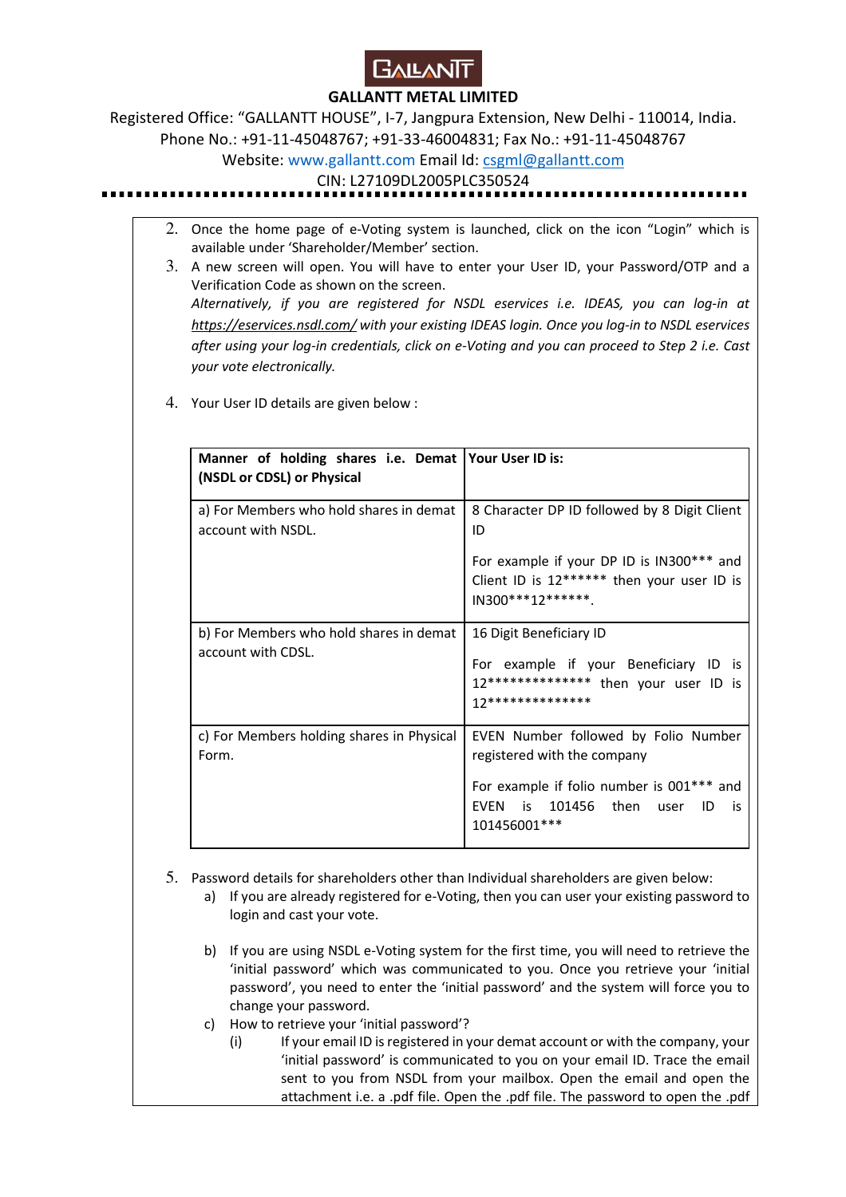2. Once the home page of e-Voting system is launched, click on the icon "Login" which is available under 'Shareholder/Member' section.
3. A new screen will open. You will have to enter your User ID, your Password/OTP and a Verification Code as shown on the screen.
   *Alternatively, if you are registered for NSDL eservices i.e. IDEAS, you can log-in at https://eservices.nsdl.com/ with your existing IDEAS login. Once you log-in to NSDL eservices after using your log-in credentials, click on e-Voting and you can proceed to Step 2 i.e. Cast your vote electronically.*
4. Your User ID details are given below :

| **Manner of holding shares i.e. Demat (NSDL or CDSL) or Physical** | **Your User ID is:** |
|---|---|
| a) For Members who hold shares in demat account with NSDL. | 8 Character DP ID followed by 8 Digit Client ID<br><br>For example if your DP ID is IN300*** and Client ID is 12****** then your user ID is IN300***12******. |
| b) For Members who hold shares in demat account with CDSL. | 16 Digit Beneficiary ID<br><br>For example if your Beneficiary ID is 12************** then your user ID is 12************** |
| c) For Members holding shares in Physical Form. | EVEN Number followed by Folio Number registered with the company<br><br>For example if folio number is 001*** and EVEN is 101456 then user ID is 101456001*** |

5. Password details for shareholders other than Individual shareholders are given below:
   a) If you are already registered for e-Voting, then you can user your existing password to login and cast your vote.
   b) If you are using NSDL e-Voting system for the first time, you will need to retrieve the 'initial password' which was communicated to you. Once you retrieve your 'initial password', you need to enter the 'initial password' and the system will force you to change your password.
   c) How to retrieve your 'initial password'?
      (i) If your email ID is registered in your demat account or with the company, your 'initial password' is communicated to you on your email ID. Trace the email sent to you from NSDL from your mailbox. Open the email and open the attachment i.e. a .pdf file. Open the .pdf file. The password to open the .pdf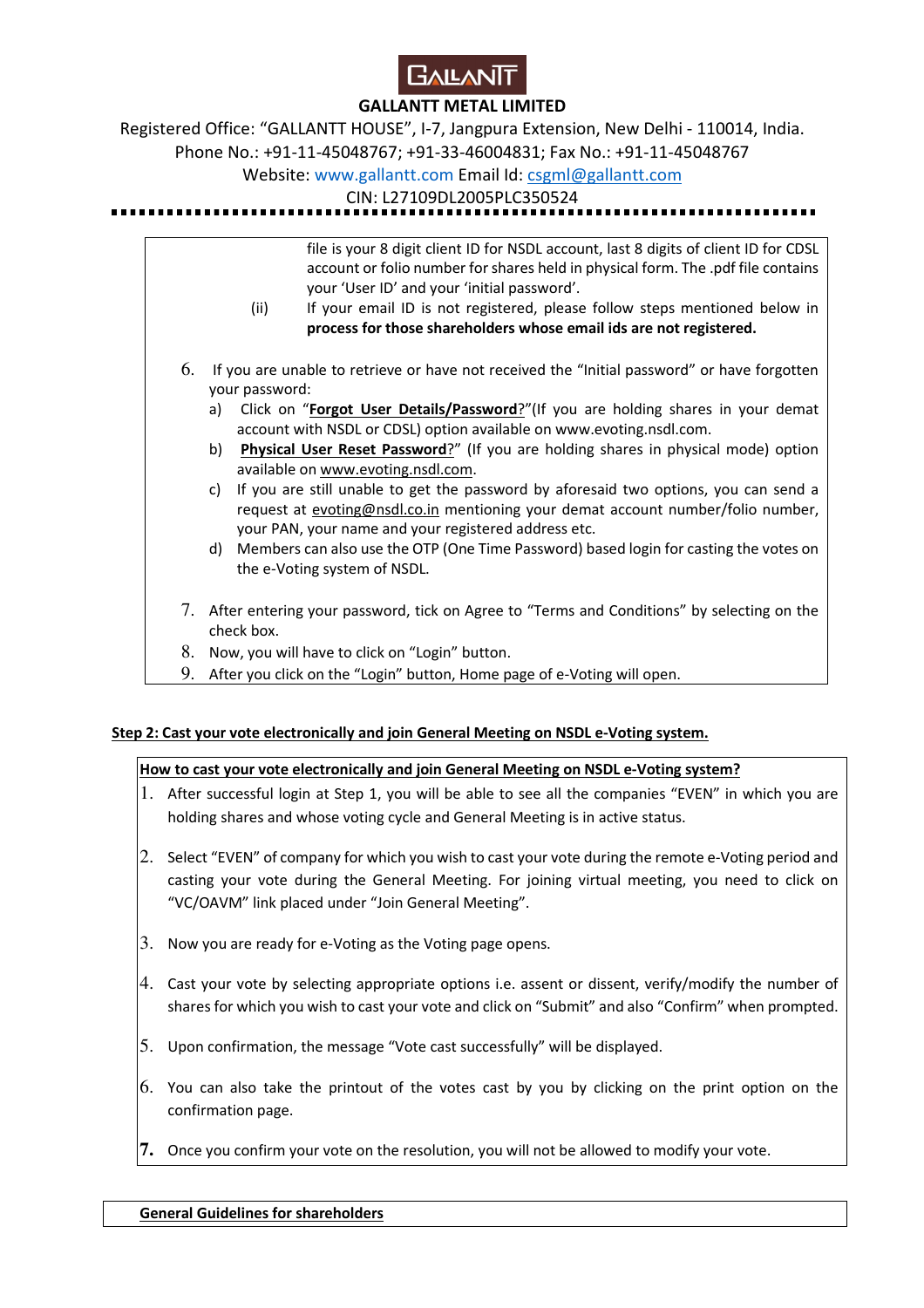file is your 8 digit client ID for NSDL account, last 8 digits of client ID for CDSL account or folio number for shares held in physical form. The .pdf file contains your 'User ID' and your 'initial password'.

(ii) If your email ID is not registered, please follow steps mentioned below in **process for those shareholders whose email ids are not registered.**

6. If you are unable to retrieve or have not received the "Initial password" or have forgotten your password:
   a) Click on "**Forgot User Details/Password**?"(If you are holding shares in your demat account with NSDL or CDSL) option available on www.evoting.nsdl.com.
   b) **Physical User Reset Password**?" (If you are holding shares in physical mode) option available on www.evoting.nsdl.com.
   c) If you are still unable to get the password by aforesaid two options, you can send a request at evoting@nsdl.co.in mentioning your demat account number/folio number, your PAN, your name and your registered address etc.
   d) Members can also use the OTP (One Time Password) based login for casting the votes on the e-Voting system of NSDL.
7. After entering your password, tick on Agree to "Terms and Conditions" by selecting on the check box.
8. Now, you will have to click on "Login" button.
9. After you click on the "Login" button, Home page of e-Voting will open.

**Step 2: Cast your vote electronically and join General Meeting on NSDL e-Voting system.**

**How to cast your vote electronically and join General Meeting on NSDL e-Voting system?**

1. After successful login at Step 1, you will be able to see all the companies "EVEN" in which you are holding shares and whose voting cycle and General Meeting is in active status.
2. Select "EVEN" of company for which you wish to cast your vote during the remote e-Voting period and casting your vote during the General Meeting. For joining virtual meeting, you need to click on "VC/OAVM" link placed under "Join General Meeting".
3. Now you are ready for e-Voting as the Voting page opens.
4. Cast your vote by selecting appropriate options i.e. assent or dissent, verify/modify the number of shares for which you wish to cast your vote and click on "Submit" and also "Confirm" when prompted.
5. Upon confirmation, the message "Vote cast successfully" will be displayed.
6. You can also take the printout of the votes cast by you by clicking on the print option on the confirmation page.
7. Once you confirm your vote on the resolution, you will not be allowed to modify your vote.

**General Guidelines for shareholders**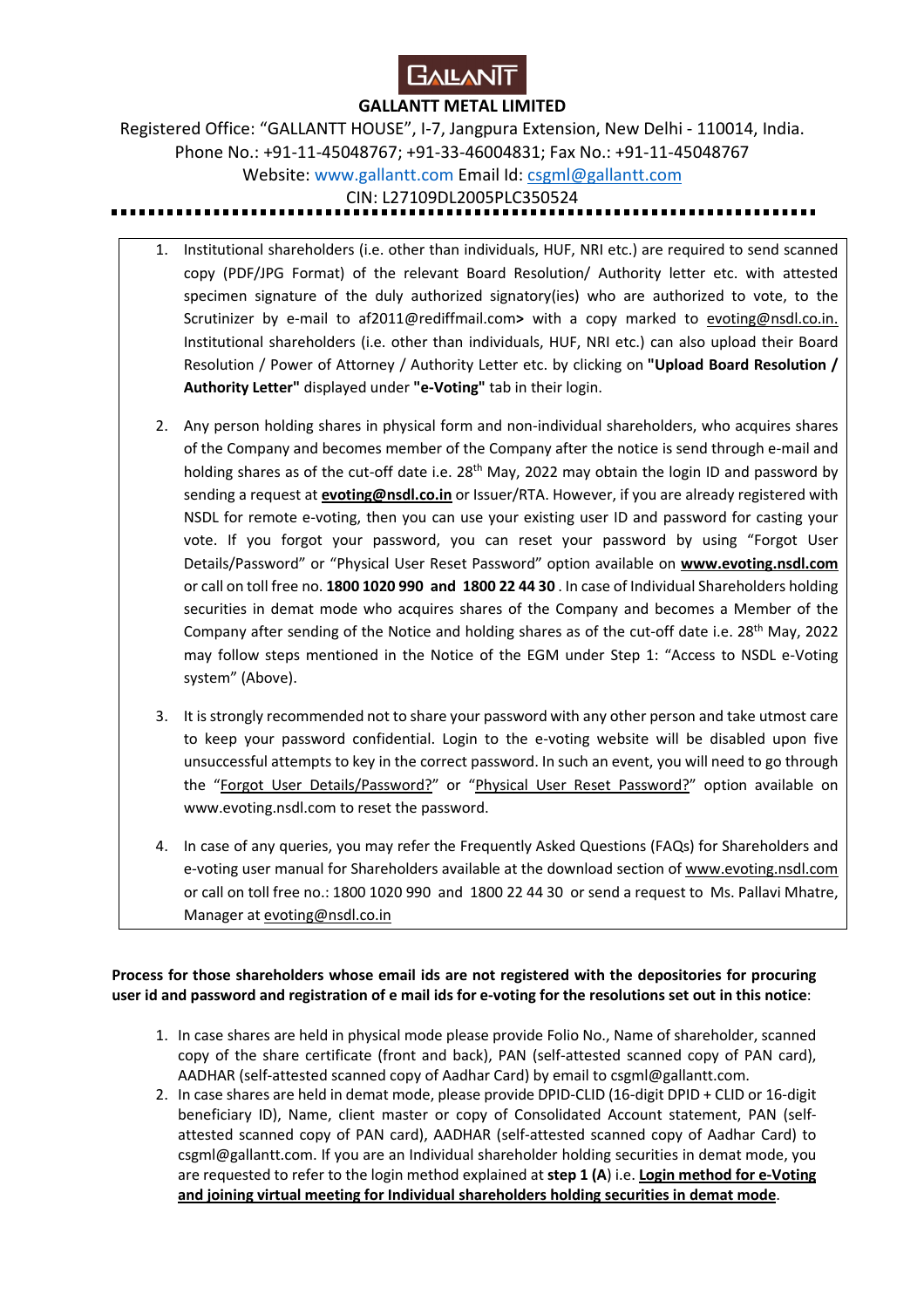**GALLANTT METAL LIMITED**

Registered Office: "GALLANTT HOUSE", I-7, Jangpura Extension, New Delhi - 110014, India.
Phone No.: +91-11-45048767; +91-33-46004831; Fax No.: +91-11-45048767
Website: www.gallantt.com Email Id: csgml@gallantt.com
CIN: L27109DL2005PLC350524

1. Institutional shareholders (i.e. other than individuals, HUF, NRI etc.) are required to send scanned copy (PDF/JPG Format) of the relevant Board Resolution/ Authority letter etc. with attested specimen signature of the duly authorized signatory(ies) who are authorized to vote, to the Scrutinizer by e-mail to af2011@rediffmail.com> with a copy marked to evoting@nsdl.co.in. Institutional shareholders (i.e. other than individuals, HUF, NRI etc.) can also upload their Board Resolution / Power of Attorney / Authority Letter etc. by clicking on **"Upload Board Resolution / Authority Letter"** displayed under **"e-Voting"** tab in their login.

2. Any person holding shares in physical form and non-individual shareholders, who acquires shares of the Company and becomes member of the Company after the notice is send through e-mail and holding shares as of the cut-off date i.e. 28th May, 2022 may obtain the login ID and password by sending a request at **evoting@nsdl.co.in** or Issuer/RTA. However, if you are already registered with NSDL for remote e-voting, then you can use your existing user ID and password for casting your vote. If you forgot your password, you can reset your password by using "Forgot User Details/Password" or "Physical User Reset Password" option available on **www.evoting.nsdl.com** or call on toll free no. **1800 1020 990 and 1800 22 44 30**. In case of Individual Shareholders holding securities in demat mode who acquires shares of the Company and becomes a Member of the Company after sending of the Notice and holding shares as of the cut-off date i.e. 28th May, 2022 may follow steps mentioned in the Notice of the EGM under Step 1: "Access to NSDL e-Voting system" (Above).

3. It is strongly recommended not to share your password with any other person and take utmost care to keep your password confidential. Login to the e-voting website will be disabled upon five unsuccessful attempts to key in the correct password. In such an event, you will need to go through the "Forgot User Details/Password?" or "Physical User Reset Password?" option available on www.evoting.nsdl.com to reset the password.

4. In case of any queries, you may refer the Frequently Asked Questions (FAQs) for Shareholders and e-voting user manual for Shareholders available at the download section of www.evoting.nsdl.com or call on toll free no.: 1800 1020 990 and 1800 22 44 30 or send a request to Ms. Pallavi Mhatre, Manager at evoting@nsdl.co.in

**Process for those shareholders whose email ids are not registered with the depositories for procuring user id and password and registration of e mail ids for e-voting for the resolutions set out in this notice**:

1. In case shares are held in physical mode please provide Folio No., Name of shareholder, scanned copy of the share certificate (front and back), PAN (self-attested scanned copy of PAN card), AADHAR (self-attested scanned copy of Aadhar Card) by email to csgml@gallantt.com.
2. In case shares are held in demat mode, please provide DPID-CLID (16-digit DPID + CLID or 16-digit beneficiary ID), Name, client master or copy of Consolidated Account statement, PAN (self-attested scanned copy of PAN card), AADHAR (self-attested scanned copy of Aadhar Card) to csgml@gallantt.com. If you are an Individual shareholder holding securities in demat mode, you are requested to refer to the login method explained at **step 1 (A)** i.e. **Login method for e-Voting and joining virtual meeting for Individual shareholders holding securities in demat mode**.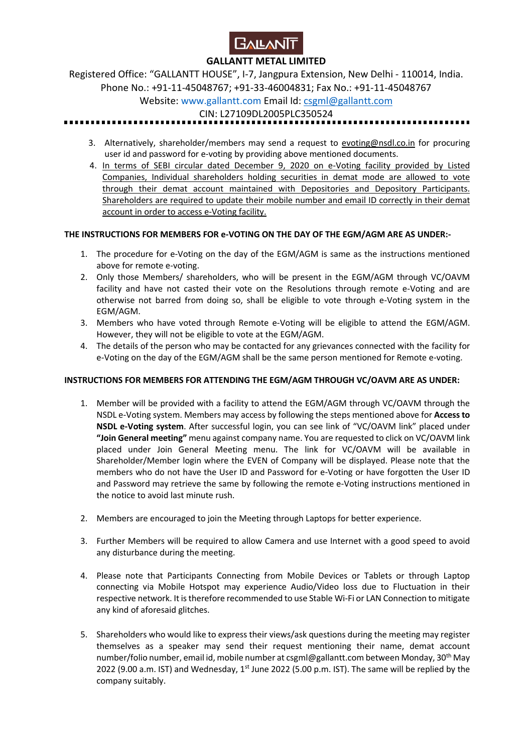3. Alternatively, shareholder/members may send a request to evoting@nsdl.co.in for procuring user id and password for e-voting by providing above mentioned documents.
4. In terms of SEBI circular dated December 9, 2020 on e-Voting facility provided by Listed Companies, Individual shareholders holding securities in demat mode are allowed to vote through their demat account maintained with Depositories and Depository Participants. Shareholders are required to update their mobile number and email ID correctly in their demat account in order to access e-Voting facility.

**THE INSTRUCTIONS FOR MEMBERS FOR e-VOTING ON THE DAY OF THE EGM/AGM ARE AS UNDER:-**

1. The procedure for e-Voting on the day of the EGM/AGM is same as the instructions mentioned above for remote e-voting.
2. Only those Members/ shareholders, who will be present in the EGM/AGM through VC/OAVM facility and have not casted their vote on the Resolutions through remote e-Voting and are otherwise not barred from doing so, shall be eligible to vote through e-Voting system in the EGM/AGM.
3. Members who have voted through Remote e-Voting will be eligible to attend the EGM/AGM. However, they will not be eligible to vote at the EGM/AGM.
4. The details of the person who may be contacted for any grievances connected with the facility for e-Voting on the day of the EGM/AGM shall be the same person mentioned for Remote e-voting.

**INSTRUCTIONS FOR MEMBERS FOR ATTENDING THE EGM/AGM THROUGH VC/OAVM ARE AS UNDER:**

1. Member will be provided with a facility to attend the EGM/AGM through VC/OAVM through the NSDL e-Voting system. Members may access by following the steps mentioned above for **Access to NSDL e-Voting system**. After successful login, you can see link of "VC/OAVM link" placed under **"Join General meeting"** menu against company name. You are requested to click on VC/OAVM link placed under Join General Meeting menu. The link for VC/OAVM will be available in Shareholder/Member login where the EVEN of Company will be displayed. Please note that the members who do not have the User ID and Password for e-Voting or have forgotten the User ID and Password may retrieve the same by following the remote e-Voting instructions mentioned in the notice to avoid last minute rush.

2. Members are encouraged to join the Meeting through Laptops for better experience.

3. Further Members will be required to allow Camera and use Internet with a good speed to avoid any disturbance during the meeting.

4. Please note that Participants Connecting from Mobile Devices or Tablets or through Laptop connecting via Mobile Hotspot may experience Audio/Video loss due to Fluctuation in their respective network. It is therefore recommended to use Stable Wi-Fi or LAN Connection to mitigate any kind of aforesaid glitches.

5. Shareholders who would like to express their views/ask questions during the meeting may register themselves as a speaker may send their request mentioning their name, demat account number/folio number, email id, mobile number at csgml@gallantt.com between Monday, 30th May 2022 (9.00 a.m. IST) and Wednesday, 1st June 2022 (5.00 p.m. IST). The same will be replied by the company suitably.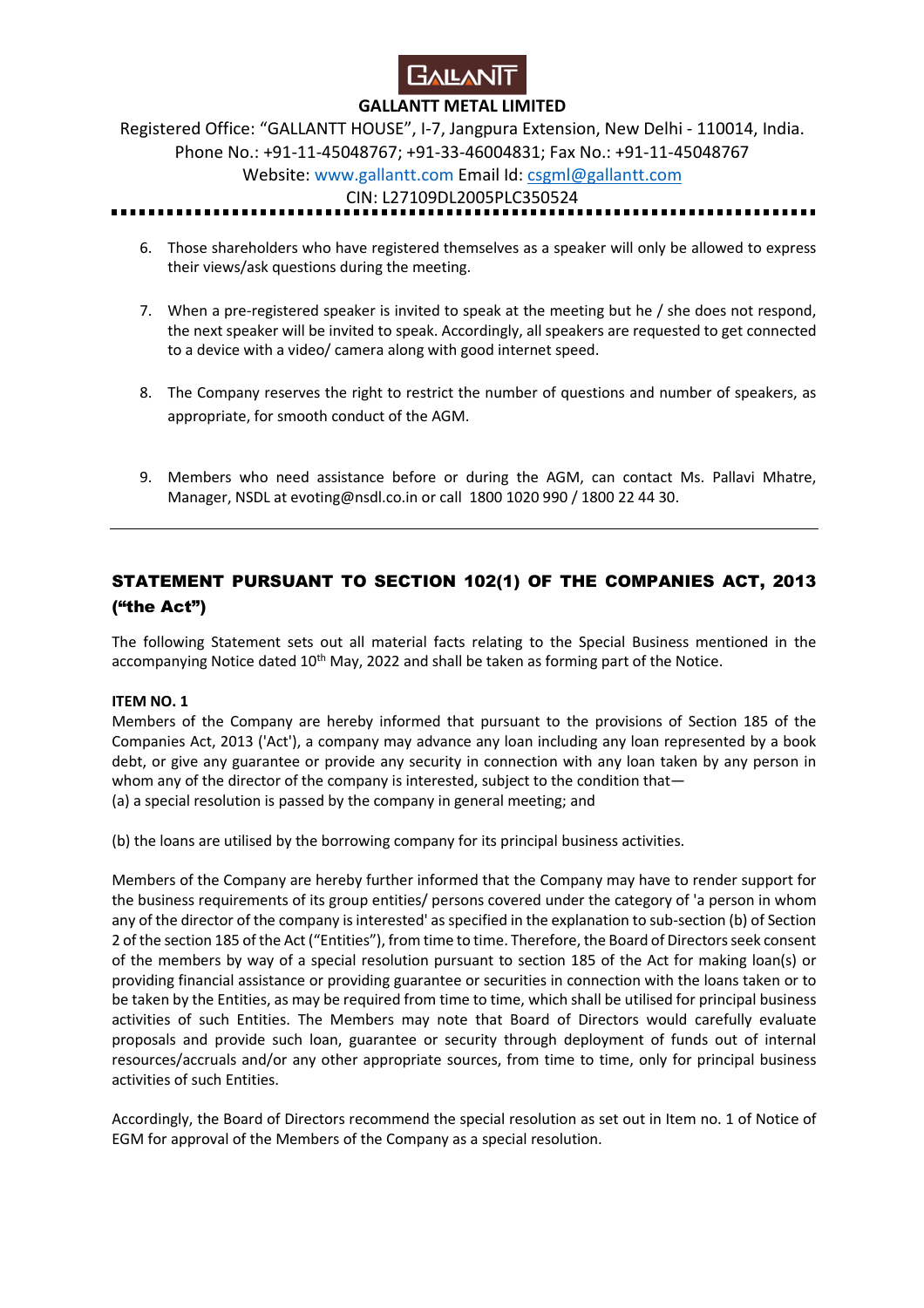6. Those shareholders who have registered themselves as a speaker will only be allowed to express their views/ask questions during the meeting.

7. When a pre-registered speaker is invited to speak at the meeting but he / she does not respond, the next speaker will be invited to speak. Accordingly, all speakers are requested to get connected to a device with a video/ camera along with good internet speed.

8. The Company reserves the right to restrict the number of questions and number of speakers, as appropriate, for smooth conduct of the AGM.

9. Members who need assistance before or during the AGM, can contact Ms. Pallavi Mhatre, Manager, NSDL at evoting@nsdl.co.in or call 1800 1020 990 / 1800 22 44 30.

---

## STATEMENT PURSUANT TO SECTION 102(1) OF THE COMPANIES ACT, 2013 ("the Act")

The following Statement sets out all material facts relating to the Special Business mentioned in the accompanying Notice dated 10th May, 2022 and shall be taken as forming part of the Notice.

**ITEM NO. 1**

Members of the Company are hereby informed that pursuant to the provisions of Section 185 of the Companies Act, 2013 ('Act'), a company may advance any loan including any loan represented by a book debt, or give any guarantee or provide any security in connection with any loan taken by any person in whom any of the director of the company is interested, subject to the condition that—

(a) a special resolution is passed by the company in general meeting; and

(b) the loans are utilised by the borrowing company for its principal business activities.

Members of the Company are hereby further informed that the Company may have to render support for the business requirements of its group entities/ persons covered under the category of 'a person in whom any of the director of the company is interested' as specified in the explanation to sub-section (b) of Section 2 of the section 185 of the Act ("Entities"), from time to time. Therefore, the Board of Directors seek consent of the members by way of a special resolution pursuant to section 185 of the Act for making loan(s) or providing financial assistance or providing guarantee or securities in connection with the loans taken or to be taken by the Entities, as may be required from time to time, which shall be utilised for principal business activities of such Entities. The Members may note that Board of Directors would carefully evaluate proposals and provide such loan, guarantee or security through deployment of funds out of internal resources/accruals and/or any other appropriate sources, from time to time, only for principal business activities of such Entities.

Accordingly, the Board of Directors recommend the special resolution as set out in Item no. 1 of Notice of EGM for approval of the Members of the Company as a special resolution.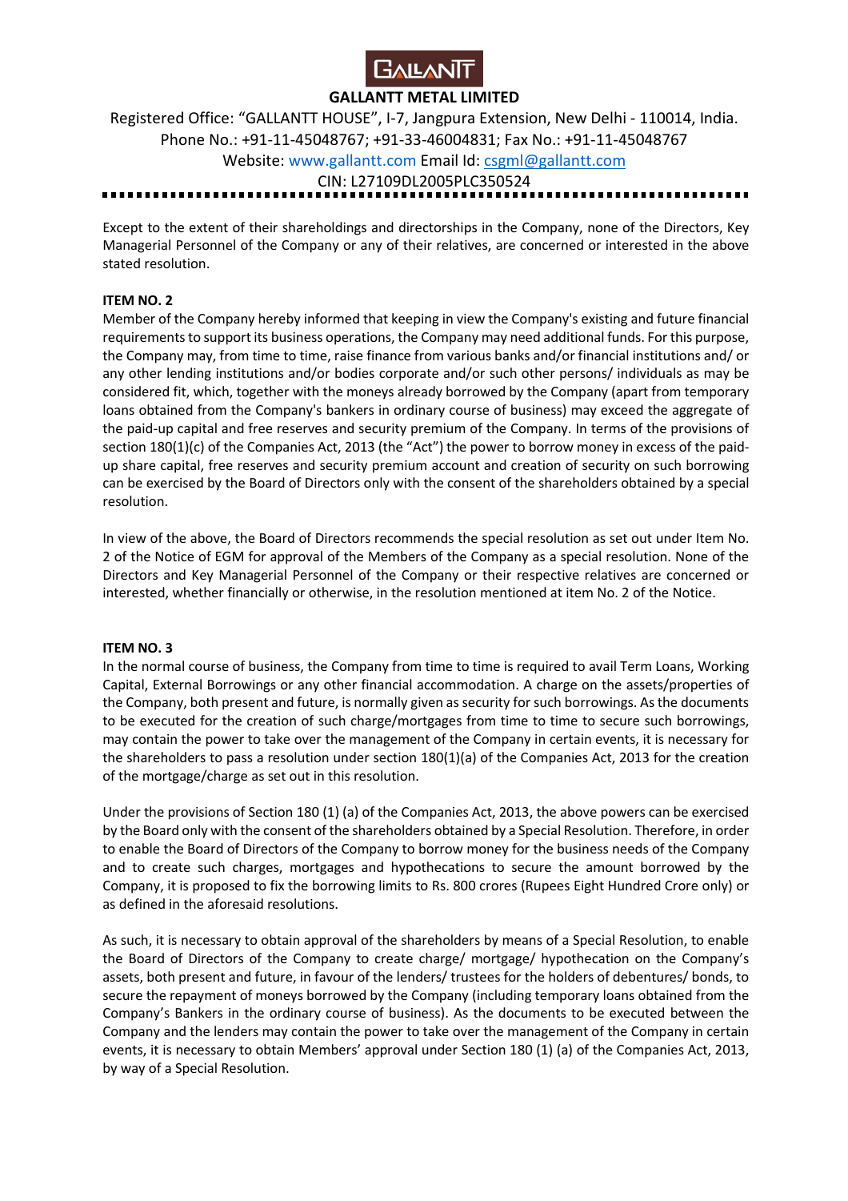Except to the extent of their shareholdings and directorships in the Company, none of the Directors, Key Managerial Personnel of the Company or any of their relatives, are concerned or interested in the above stated resolution.

**ITEM NO. 2**

Member of the Company hereby informed that keeping in view the Company's existing and future financial requirements to support its business operations, the Company may need additional funds. For this purpose, the Company may, from time to time, raise finance from various banks and/or financial institutions and/ or any other lending institutions and/or bodies corporate and/or such other persons/ individuals as may be considered fit, which, together with the moneys already borrowed by the Company (apart from temporary loans obtained from the Company's bankers in ordinary course of business) may exceed the aggregate of the paid-up capital and free reserves and security premium of the Company. In terms of the provisions of section 180(1)(c) of the Companies Act, 2013 (the "Act") the power to borrow money in excess of the paid-up share capital, free reserves and security premium account and creation of security on such borrowing can be exercised by the Board of Directors only with the consent of the shareholders obtained by a special resolution.

In view of the above, the Board of Directors recommends the special resolution as set out under Item No. 2 of the Notice of EGM for approval of the Members of the Company as a special resolution. None of the Directors and Key Managerial Personnel of the Company or their respective relatives are concerned or interested, whether financially or otherwise, in the resolution mentioned at item No. 2 of the Notice.

**ITEM NO. 3**

In the normal course of business, the Company from time to time is required to avail Term Loans, Working Capital, External Borrowings or any other financial accommodation. A charge on the assets/properties of the Company, both present and future, is normally given as security for such borrowings. As the documents to be executed for the creation of such charge/mortgages from time to time to secure such borrowings, may contain the power to take over the management of the Company in certain events, it is necessary for the shareholders to pass a resolution under section 180(1)(a) of the Companies Act, 2013 for the creation of the mortgage/charge as set out in this resolution.

Under the provisions of Section 180 (1) (a) of the Companies Act, 2013, the above powers can be exercised by the Board only with the consent of the shareholders obtained by a Special Resolution. Therefore, in order to enable the Board of Directors of the Company to borrow money for the business needs of the Company and to create such charges, mortgages and hypothecations to secure the amount borrowed by the Company, it is proposed to fix the borrowing limits to Rs. 800 crores (Rupees Eight Hundred Crore only) or as defined in the aforesaid resolutions.

As such, it is necessary to obtain approval of the shareholders by means of a Special Resolution, to enable the Board of Directors of the Company to create charge/ mortgage/ hypothecation on the Company's assets, both present and future, in favour of the lenders/ trustees for the holders of debentures/ bonds, to secure the repayment of moneys borrowed by the Company (including temporary loans obtained from the Company's Bankers in the ordinary course of business). As the documents to be executed between the Company and the lenders may contain the power to take over the management of the Company in certain events, it is necessary to obtain Members' approval under Section 180 (1) (a) of the Companies Act, 2013, by way of a Special Resolution.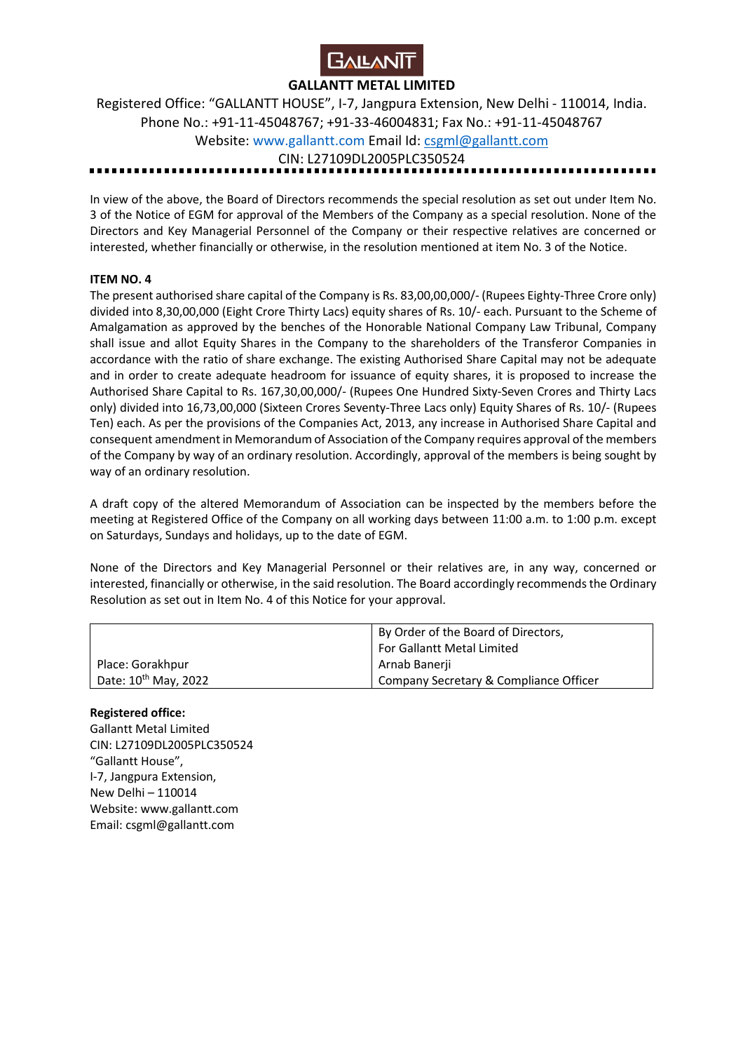In view of the above, the Board of Directors recommends the special resolution as set out under Item No. 3 of the Notice of EGM for approval of the Members of the Company as a special resolution. None of the Directors and Key Managerial Personnel of the Company or their respective relatives are concerned or interested, whether financially or otherwise, in the resolution mentioned at item No. 3 of the Notice.

**ITEM NO. 4**

The present authorised share capital of the Company is Rs. 83,00,00,000/- (Rupees Eighty-Three Crore only) divided into 8,30,00,000 (Eight Crore Thirty Lacs) equity shares of Rs. 10/- each. Pursuant to the Scheme of Amalgamation as approved by the benches of the Honorable National Company Law Tribunal, Company shall issue and allot Equity Shares in the Company to the shareholders of the Transferor Companies in accordance with the ratio of share exchange. The existing Authorised Share Capital may not be adequate and in order to create adequate headroom for issuance of equity shares, it is proposed to increase the Authorised Share Capital to Rs. 167,30,00,000/- (Rupees One Hundred Sixty-Seven Crores and Thirty Lacs only) divided into 16,73,00,000 (Sixteen Crores Seventy-Three Lacs only) Equity Shares of Rs. 10/- (Rupees Ten) each. As per the provisions of the Companies Act, 2013, any increase in Authorised Share Capital and consequent amendment in Memorandum of Association of the Company requires approval of the members of the Company by way of an ordinary resolution. Accordingly, approval of the members is being sought by way of an ordinary resolution.

A draft copy of the altered Memorandum of Association can be inspected by the members before the meeting at Registered Office of the Company on all working days between 11:00 a.m. to 1:00 p.m. except on Saturdays, Sundays and holidays, up to the date of EGM.

None of the Directors and Key Managerial Personnel or their relatives are, in any way, concerned or interested, financially or otherwise, in the said resolution. The Board accordingly recommends the Ordinary Resolution as set out in Item No. 4 of this Notice for your approval.

| | |
|---|---|
| | By Order of the Board of Directors, |
| | For Gallantt Metal Limited |
| Place: Gorakhpur | Arnab Banerji |
| Date: 10th May, 2022 | Company Secretary & Compliance Officer |

**Registered office:**
Gallantt Metal Limited
CIN: L27109DL2005PLC350524
"Gallantt House",
I-7, Jangpura Extension,
New Delhi – 110014
Website: www.gallantt.com
Email: csgml@gallantt.com